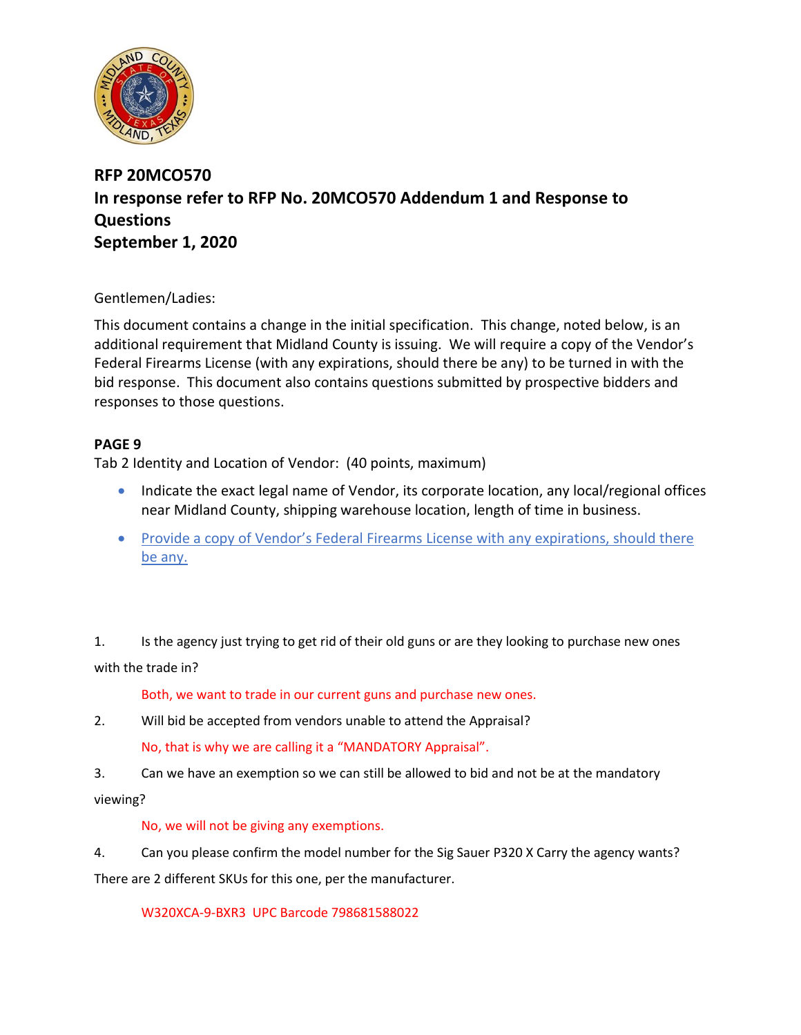**RFP 20MCO570**
**In response refer to RFP No. 20MCO570 Addendum 1 and Response to Questions**
**September 1, 2020**

Gentlemen/Ladies:

This document contains a change in the initial specification. This change, noted below, is an additional requirement that Midland County is issuing. We will require a copy of the Vendor's Federal Firearms License (with any expirations, should there be any) to be turned in with the bid response. This document also contains questions submitted by prospective bidders and responses to those questions.

**PAGE 9**

Tab 2 Identity and Location of Vendor: (40 points, maximum)

- Indicate the exact legal name of Vendor, its corporate location, any local/regional offices near Midland County, shipping warehouse location, length of time in business.
- Provide a copy of Vendor's Federal Firearms License with any expirations, should there be any.

1. Is the agency just trying to get rid of their old guns or are they looking to purchase new ones with the trade in?

   Both, we want to trade in our current guns and purchase new ones.

2. Will bid be accepted from vendors unable to attend the Appraisal?

   No, that is why we are calling it a "MANDATORY Appraisal".

3. Can we have an exemption so we can still be allowed to bid and not be at the mandatory viewing?

   No, we will not be giving any exemptions.

4. Can you please confirm the model number for the Sig Sauer P320 X Carry the agency wants? There are 2 different SKUs for this one, per the manufacturer.

   W320XCA-9-BXR3 UPC Barcode 798681588022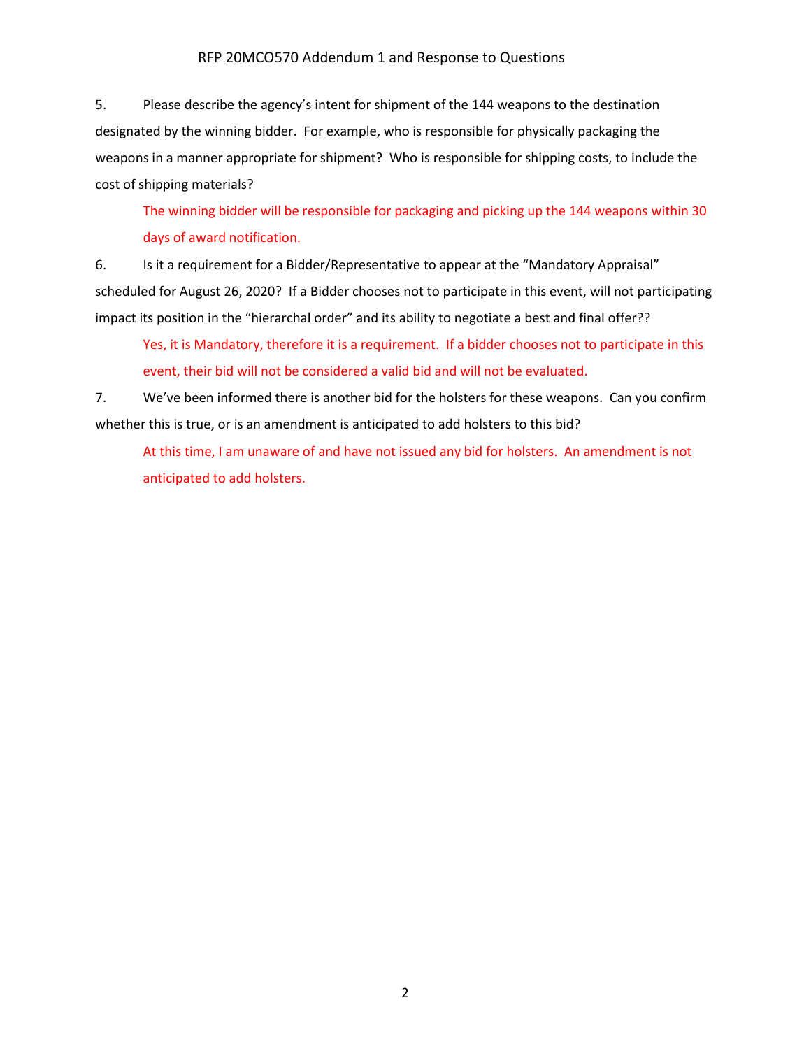5. Please describe the agency's intent for shipment of the 144 weapons to the destination designated by the winning bidder. For example, who is responsible for physically packaging the weapons in a manner appropriate for shipment? Who is responsible for shipping costs, to include the cost of shipping materials?

   The winning bidder will be responsible for packaging and picking up the 144 weapons within 30 days of award notification.

6. Is it a requirement for a Bidder/Representative to appear at the "Mandatory Appraisal" scheduled for August 26, 2020? If a Bidder chooses not to participate in this event, will not participating impact its position in the "hierarchal order" and its ability to negotiate a best and final offer??

   Yes, it is Mandatory, therefore it is a requirement. If a bidder chooses not to participate in this event, their bid will not be considered a valid bid and will not be evaluated.

7. We've been informed there is another bid for the holsters for these weapons. Can you confirm whether this is true, or is an amendment is anticipated to add holsters to this bid?

   At this time, I am unaware of and have not issued any bid for holsters. An amendment is not anticipated to add holsters.